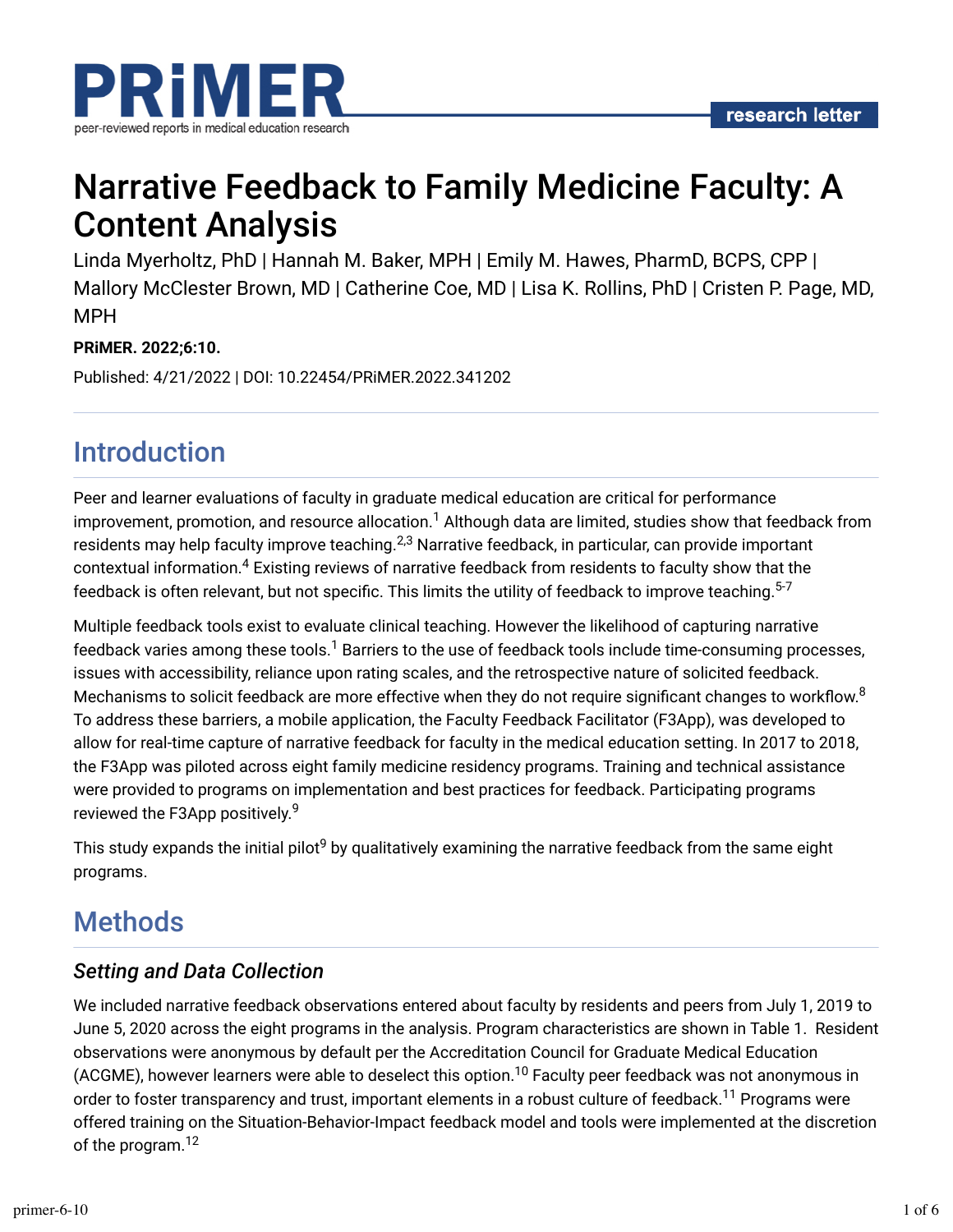# Narrative Feedback to Family Medicine Faculty: A Content Analysis

Linda Myerholtz, PhD | Hannah M. Baker, MPH | Emily M. Hawes, PharmD, BCPS, CPP | Mallory McClester Brown, MD | Catherine Coe, MD | Lisa K. Rollins, PhD | Cristen P. Page, MD, MPH

**PRiMER. 2022;6:10.**

Published: 4/21/2022 | DOI: 10.22454/PRiMER.2022.341202

## Introduction

Peer and learner evaluations of faculty in graduate medical education are critical for performance improvement, promotion, and resource allocation.[1] Although data are limited, studies show that feedback from residents may help faculty improve teaching.[2,3] Narrative feedback, in particular, can provide important contextual information.[4] Existing reviews of narrative feedback from residents to faculty show that the feedback is often relevant, but not specific. This limits the utility of feedback to improve teaching.[5-7]

Multiple feedback tools exist to evaluate clinical teaching. However the likelihood of capturing narrative feedback varies among these tools.[1] Barriers to the use of feedback tools include time-consuming processes, issues with accessibility, reliance upon rating scales, and the retrospective nature of solicited feedback. Mechanisms to solicit feedback are more effective when they do not require significant changes to workflow.[8] To address these barriers, a mobile application, the Faculty Feedback Facilitator (F3App), was developed to allow for real-time capture of narrative feedback for faculty in the medical education setting. In 2017 to 2018, the F3App was piloted across eight family medicine residency programs. Training and technical assistance were provided to programs on implementation and best practices for feedback. Participating programs reviewed the F3App positively.[9]

This study expands the initial pilot[9] by qualitatively examining the narrative feedback from the same eight programs.

## Methods

### *Setting and Data Collection*

We included narrative feedback observations entered about faculty by residents and peers from July 1, 2019 to June 5, 2020 across the eight programs in the analysis. Program characteristics are shown in Table 1. Resident observations were anonymous by default per the Accreditation Council for Graduate Medical Education (ACGME), however learners were able to deselect this option.[10] Faculty peer feedback was not anonymous in order to foster transparency and trust, important elements in a robust culture of feedback.[11] Programs were offered training on the Situation-Behavior-Impact feedback model and tools were implemented at the discretion of the program.[12]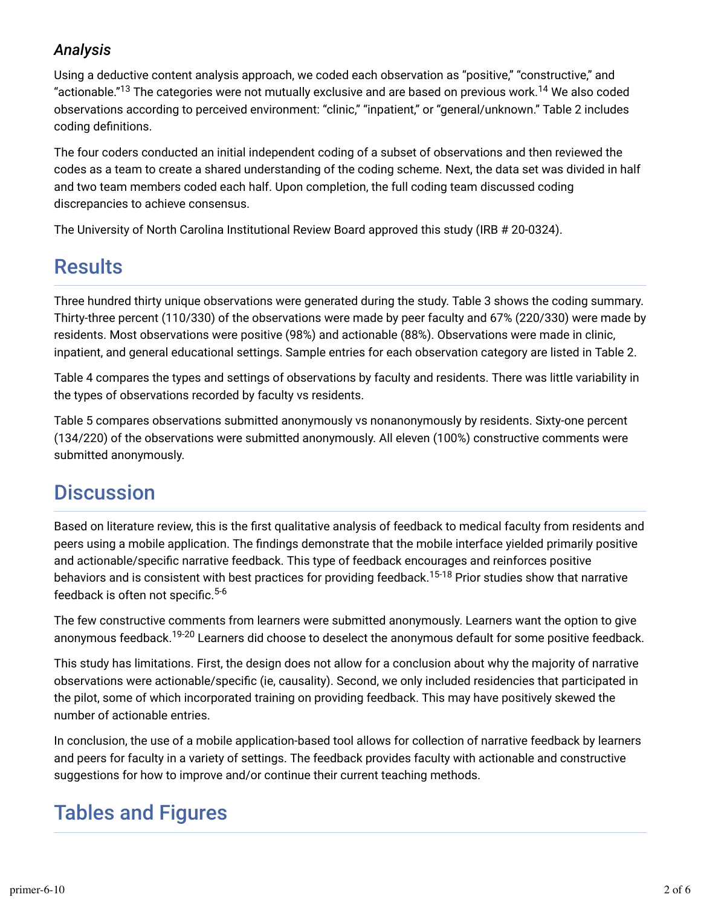### *Analysis*

Using a deductive content analysis approach, we coded each observation as "positive," "constructive," and "actionable."[13] The categories were not mutually exclusive and are based on previous work.[14] We also coded observations according to perceived environment: "clinic," "inpatient," or "general/unknown." Table 2 includes coding definitions.

The four coders conducted an initial independent coding of a subset of observations and then reviewed the codes as a team to create a shared understanding of the coding scheme. Next, the data set was divided in half and two team members coded each half. Upon completion, the full coding team discussed coding discrepancies to achieve consensus.

The University of North Carolina Institutional Review Board approved this study (IRB # 20-0324).

## Results

Three hundred thirty unique observations were generated during the study. Table 3 shows the coding summary. Thirty-three percent (110/330) of the observations were made by peer faculty and 67% (220/330) were made by residents. Most observations were positive (98%) and actionable (88%). Observations were made in clinic, inpatient, and general educational settings. Sample entries for each observation category are listed in Table 2.

Table 4 compares the types and settings of observations by faculty and residents. There was little variability in the types of observations recorded by faculty vs residents.

Table 5 compares observations submitted anonymously vs nonanonymously by residents. Sixty-one percent (134/220) of the observations were submitted anonymously. All eleven (100%) constructive comments were submitted anonymously.

## Discussion

Based on literature review, this is the first qualitative analysis of feedback to medical faculty from residents and peers using a mobile application. The findings demonstrate that the mobile interface yielded primarily positive and actionable/specific narrative feedback. This type of feedback encourages and reinforces positive behaviors and is consistent with best practices for providing feedback.[15-18] Prior studies show that narrative feedback is often not specific.[5-6]

The few constructive comments from learners were submitted anonymously. Learners want the option to give anonymous feedback.[19-20] Learners did choose to deselect the anonymous default for some positive feedback.

This study has limitations. First, the design does not allow for a conclusion about why the majority of narrative observations were actionable/specific (ie, causality). Second, we only included residencies that participated in the pilot, some of which incorporated training on providing feedback. This may have positively skewed the number of actionable entries.

In conclusion, the use of a mobile application-based tool allows for collection of narrative feedback by learners and peers for faculty in a variety of settings. The feedback provides faculty with actionable and constructive suggestions for how to improve and/or continue their current teaching methods.

## Tables and Figures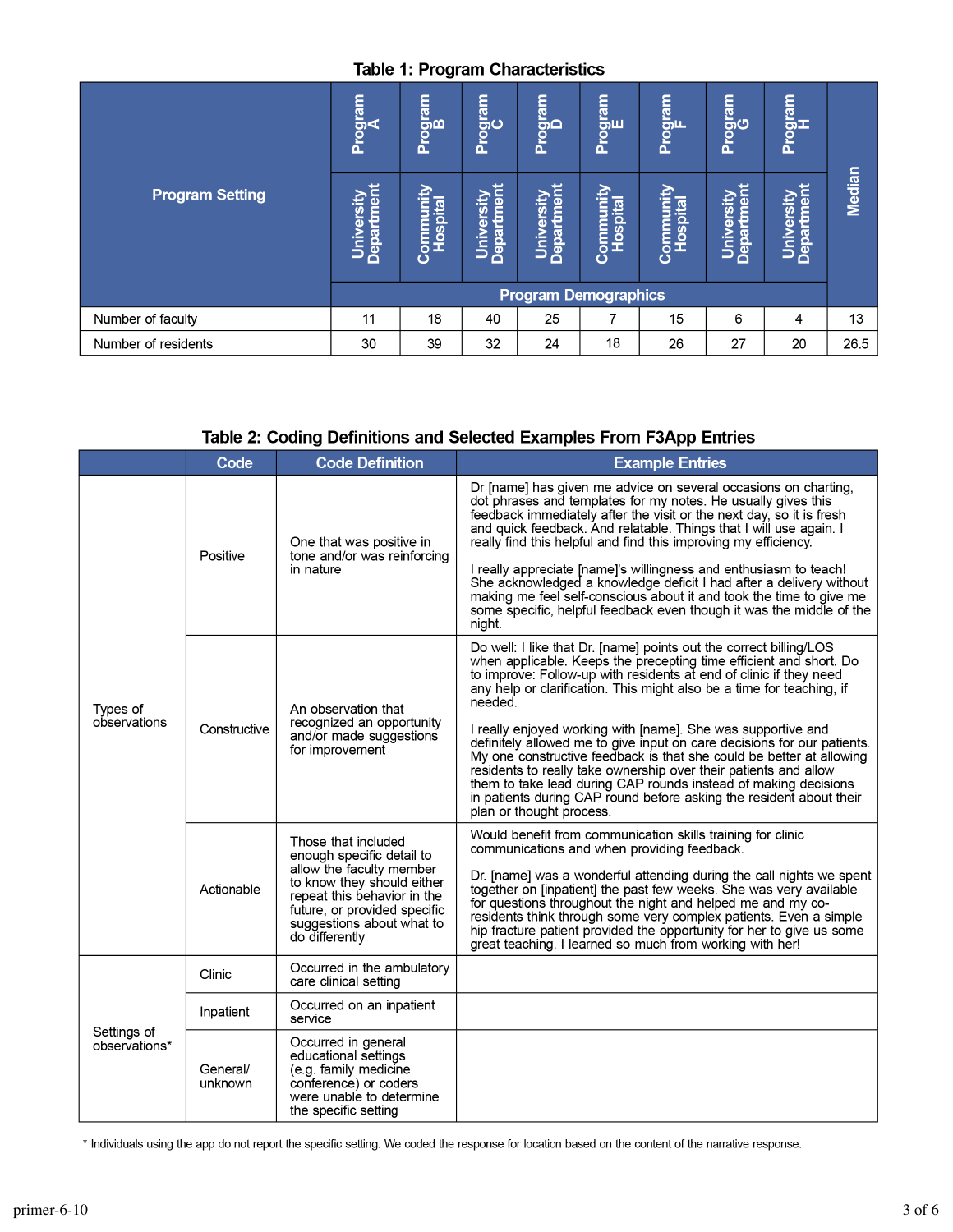**Table 1: Program Characteristics**

| Program Setting | Program A | Program B | Program C | Program D | Program E | Program F | Program G | Program H | Median |
|---|---|---|---|---|---|---|---|---|---|
| | University Department | Community Hospital | University Department | University Department | Community Hospital | Community Hospital | University Department | University Department | |
| | Program Demographics | | | | | | | | |
| Number of faculty | 11 | 18 | 40 | 25 | 7 | 15 | 6 | 4 | 13 |
| Number of residents | 30 | 39 | 32 | 24 | 18 | 26 | 27 | 20 | 26.5 |

**Table 2: Coding Definitions and Selected Examples From F3App Entries**

| | Code | Code Definition | Example Entries |
|---|---|---|---|
| Types of observations | Positive | One that was positive in tone and/or was reinforcing in nature | Dr [name] has given me advice on several occasions on charting, dot phrases and templates for my notes. He usually gives this feedback immediately after the visit or the next day, so it is fresh and quick feedback. And relatable. Things that I will use again. I really find this helpful and find this improving my efficiency.<br><br>I really appreciate [name]'s willingness and enthusiasm to teach! She acknowledged a knowledge deficit I had after a delivery without making me feel self-conscious about it and took the time to give me some specific, helpful feedback even though it was the middle of the night. |
| | Constructive | An observation that recognized an opportunity and/or made suggestions for improvement | Do well: I like that Dr. [name] points out the correct billing/LOS when applicable. Keeps the precepting time efficient and short. Do to improve: Follow-up with residents at end of clinic if they need any help or clarification. This might also be a time for teaching, if needed.<br><br>I really enjoyed working with [name]. She was supportive and definitely allowed me to give input on care decisions for our patients. My one constructive feedback is that she could be better at allowing residents to really take ownership over their patients and allow them to take lead during CAP rounds instead of making decisions in patients during CAP round before asking the resident about their plan or thought process. |
| | Actionable | Those that included enough specific detail to allow the faculty member to know they should either repeat this behavior in the future, or provided specific suggestions about what to do differently | Would benefit from communication skills training for clinic communications and when providing feedback.<br><br>Dr. [name] was a wonderful attending during the call nights we spent together on [inpatient] the past few weeks. She was very available for questions throughout the night and helped me and my co-residents think through some very complex patients. Even a simple hip fracture patient provided the opportunity for her to give us some great teaching. I learned so much from working with her! |
| Settings of observations* | Clinic | Occurred in the ambulatory care clinical setting | |
| | Inpatient | Occurred on an inpatient service | |
| | General/ unknown | Occurred in general educational settings (e.g. family medicine conference) or coders were unable to determine the specific setting | |

\* Individuals using the app do not report the specific setting. We coded the response for location based on the content of the narrative response.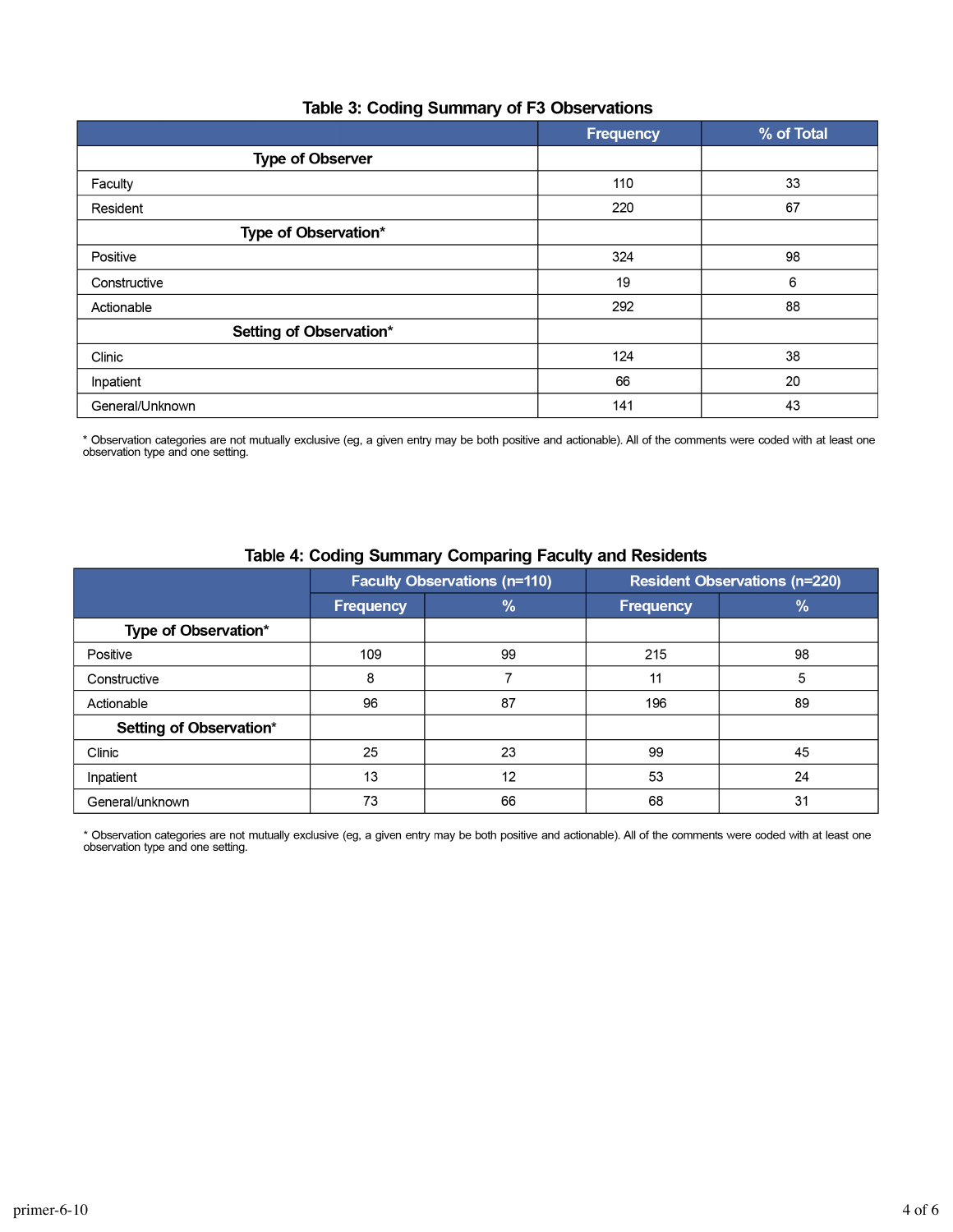### Table 3: Coding Summary of F3 Observations

| | Frequency | % of Total |
|---|---|---|
| **Type of Observer** | | |
| Faculty | 110 | 33 |
| Resident | 220 | 67 |
| **Type of Observation*** | | |
| Positive | 324 | 98 |
| Constructive | 19 | 6 |
| Actionable | 292 | 88 |
| **Setting of Observation*** | | |
| Clinic | 124 | 38 |
| Inpatient | 66 | 20 |
| General/Unknown | 141 | 43 |

* Observation categories are not mutually exclusive (eg, a given entry may be both positive and actionable). All of the comments were coded with at least one observation type and one setting.

### Table 4: Coding Summary Comparing Faculty and Residents

| | Faculty Observations (n=110) | | Resident Observations (n=220) | |
|---|---|---|---|---|
| | Frequency | % | Frequency | % |
| **Type of Observation*** | | | | |
| Positive | 109 | 99 | 215 | 98 |
| Constructive | 8 | 7 | 11 | 5 |
| Actionable | 96 | 87 | 196 | 89 |
| **Setting of Observation*** | | | | |
| Clinic | 25 | 23 | 99 | 45 |
| Inpatient | 13 | 12 | 53 | 24 |
| General/unknown | 73 | 66 | 68 | 31 |

* Observation categories are not mutually exclusive (eg, a given entry may be both positive and actionable). All of the comments were coded with at least one observation type and one setting.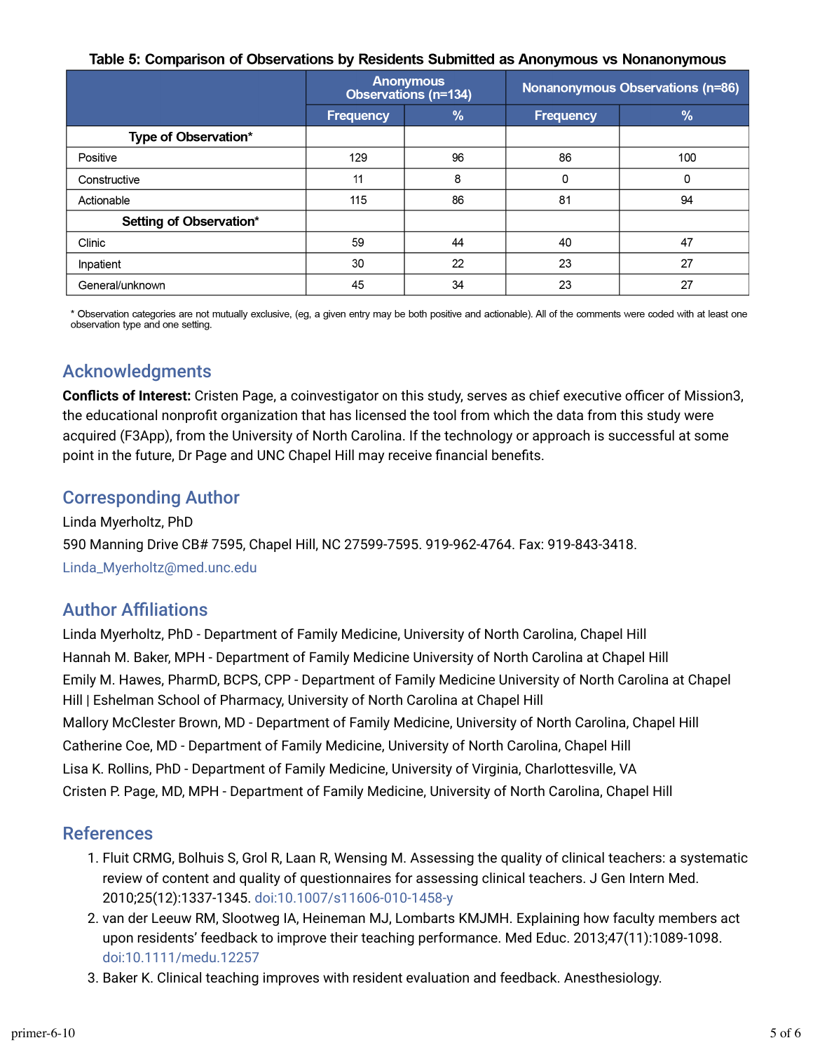**Table 5: Comparison of Observations by Residents Submitted as Anonymous vs Nonanonymous**

| | Anonymous Observations (n=134) | | Nonanonymous Observations (n=86) | |
|---|---|---|---|---|
| | Frequency | % | Frequency | % |
| **Type of Observation*** | | | | |
| Positive | 129 | 96 | 86 | 100 |
| Constructive | 11 | 8 | 0 | 0 |
| Actionable | 115 | 86 | 81 | 94 |
| **Setting of Observation*** | | | | |
| Clinic | 59 | 44 | 40 | 47 |
| Inpatient | 30 | 22 | 23 | 27 |
| General/unknown | 45 | 34 | 23 | 27 |

* Observation categories are not mutually exclusive, (eg, a given entry may be both positive and actionable). All of the comments were coded with at least one observation type and one setting.

## Acknowledgments

**Conflicts of Interest:** Cristen Page, a coinvestigator on this study, serves as chief executive officer of Mission3, the educational nonprofit organization that has licensed the tool from which the data from this study were acquired (F3App), from the University of North Carolina. If the technology or approach is successful at some point in the future, Dr Page and UNC Chapel Hill may receive financial benefits.

## Corresponding Author

Linda Myerholtz, PhD

590 Manning Drive CB# 7595, Chapel Hill, NC 27599-7595. 919-962-4764. Fax: 919-843-3418.

Linda_Myerholtz@med.unc.edu

## Author Affiliations

Linda Myerholtz, PhD - Department of Family Medicine, University of North Carolina, Chapel Hill

Hannah M. Baker, MPH - Department of Family Medicine University of North Carolina at Chapel Hill

Emily M. Hawes, PharmD, BCPS, CPP - Department of Family Medicine University of North Carolina at Chapel Hill | Eshelman School of Pharmacy, University of North Carolina at Chapel Hill

Mallory McClester Brown, MD - Department of Family Medicine, University of North Carolina, Chapel Hill

Catherine Coe, MD - Department of Family Medicine, University of North Carolina, Chapel Hill

Lisa K. Rollins, PhD - Department of Family Medicine, University of Virginia, Charlottesville, VA

Cristen P. Page, MD, MPH - Department of Family Medicine, University of North Carolina, Chapel Hill

## References

1. Fluit CRMG, Bolhuis S, Grol R, Laan R, Wensing M. Assessing the quality of clinical teachers: a systematic review of content and quality of questionnaires for assessing clinical teachers. J Gen Intern Med. 2010;25(12):1337-1345. doi:10.1007/s11606-010-1458-y
2. van der Leeuw RM, Slootweg IA, Heineman MJ, Lombarts KMJMH. Explaining how faculty members act upon residents' feedback to improve their teaching performance. Med Educ. 2013;47(11):1089-1098. doi:10.1111/medu.12257
3. Baker K. Clinical teaching improves with resident evaluation and feedback. Anesthesiology.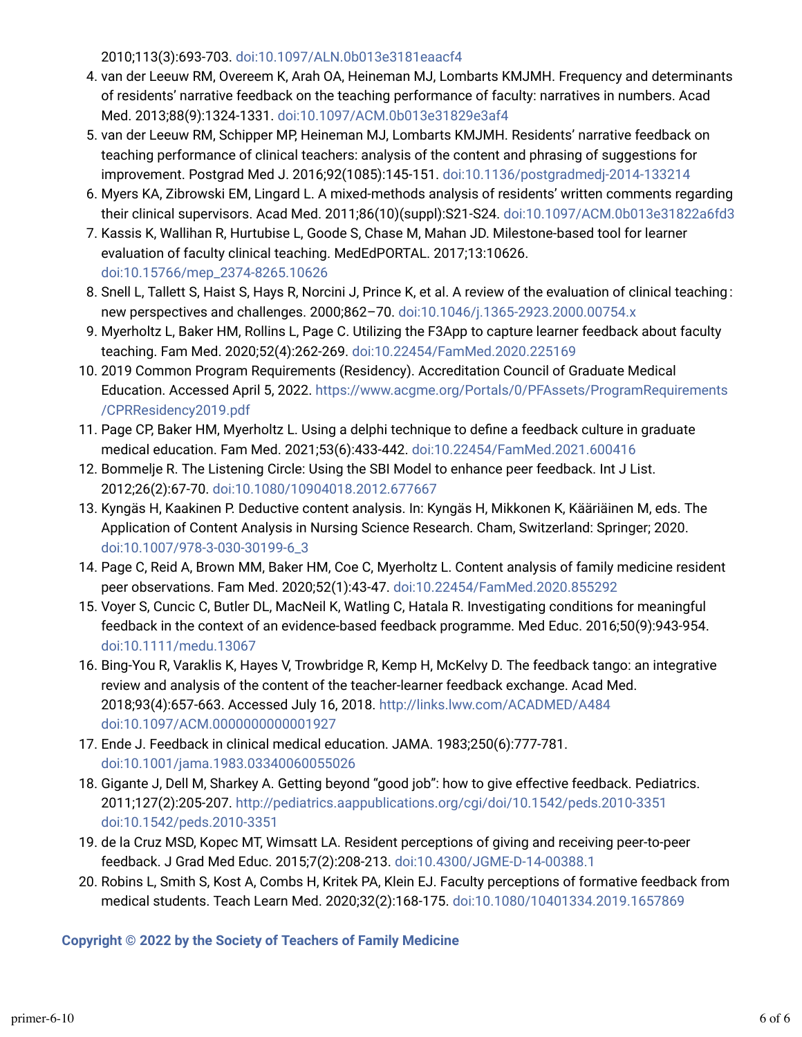2010;113(3):693-703. doi:10.1097/ALN.0b013e3181eaacf4

4. van der Leeuw RM, Overeem K, Arah OA, Heineman MJ, Lombarts KMJMH. Frequency and determinants of residents' narrative feedback on the teaching performance of faculty: narratives in numbers. Acad Med. 2013;88(9):1324-1331. doi:10.1097/ACM.0b013e31829e3af4
5. van der Leeuw RM, Schipper MP, Heineman MJ, Lombarts KMJMH. Residents' narrative feedback on teaching performance of clinical teachers: analysis of the content and phrasing of suggestions for improvement. Postgrad Med J. 2016;92(1085):145-151. doi:10.1136/postgradmedj-2014-133214
6. Myers KA, Zibrowski EM, Lingard L. A mixed-methods analysis of residents' written comments regarding their clinical supervisors. Acad Med. 2011;86(10)(suppl):S21-S24. doi:10.1097/ACM.0b013e31822a6fd3
7. Kassis K, Wallihan R, Hurtubise L, Goode S, Chase M, Mahan JD. Milestone-based tool for learner evaluation of faculty clinical teaching. MedEdPORTAL. 2017;13:10626. doi:10.15766/mep_2374-8265.10626
8. Snell L, Tallett S, Haist S, Hays R, Norcini J, Prince K, et al. A review of the evaluation of clinical teaching: new perspectives and challenges. 2000;862–70. doi:10.1046/j.1365-2923.2000.00754.x
9. Myerholtz L, Baker HM, Rollins L, Page C. Utilizing the F3App to capture learner feedback about faculty teaching. Fam Med. 2020;52(4):262-269. doi:10.22454/FamMed.2020.225169
10. 2019 Common Program Requirements (Residency). Accreditation Council of Graduate Medical Education. Accessed April 5, 2022. https://www.acgme.org/Portals/0/PFAssets/ProgramRequirements/CPRResidency2019.pdf
11. Page CP, Baker HM, Myerholtz L. Using a delphi technique to define a feedback culture in graduate medical education. Fam Med. 2021;53(6):433-442. doi:10.22454/FamMed.2021.600416
12. Bommelje R. The Listening Circle: Using the SBI Model to enhance peer feedback. Int J List. 2012;26(2):67-70. doi:10.1080/10904018.2012.677667
13. Kyngäs H, Kaakinen P. Deductive content analysis. In: Kyngäs H, Mikkonen K, Kääriäinen M, eds. The Application of Content Analysis in Nursing Science Research. Cham, Switzerland: Springer; 2020. doi:10.1007/978-3-030-30199-6_3
14. Page C, Reid A, Brown MM, Baker HM, Coe C, Myerholtz L. Content analysis of family medicine resident peer observations. Fam Med. 2020;52(1):43-47. doi:10.22454/FamMed.2020.855292
15. Voyer S, Cuncic C, Butler DL, MacNeil K, Watling C, Hatala R. Investigating conditions for meaningful feedback in the context of an evidence-based feedback programme. Med Educ. 2016;50(9):943-954. doi:10.1111/medu.13067
16. Bing-You R, Varaklis K, Hayes V, Trowbridge R, Kemp H, McKelvy D. The feedback tango: an integrative review and analysis of the content of the teacher-learner feedback exchange. Acad Med. 2018;93(4):657-663. Accessed July 16, 2018. http://links.lww.com/ACADMED/A484 doi:10.1097/ACM.0000000000001927
17. Ende J. Feedback in clinical medical education. JAMA. 1983;250(6):777-781. doi:10.1001/jama.1983.03340060055026
18. Gigante J, Dell M, Sharkey A. Getting beyond "good job": how to give effective feedback. Pediatrics. 2011;127(2):205-207. http://pediatrics.aappublications.org/cgi/doi/10.1542/peds.2010-3351 doi:10.1542/peds.2010-3351
19. de la Cruz MSD, Kopec MT, Wimsatt LA. Resident perceptions of giving and receiving peer-to-peer feedback. J Grad Med Educ. 2015;7(2):208-213. doi:10.4300/JGME-D-14-00388.1
20. Robins L, Smith S, Kost A, Combs H, Kritek PA, Klein EJ. Faculty perceptions of formative feedback from medical students. Teach Learn Med. 2020;32(2):168-175. doi:10.1080/10401334.2019.1657869

**Copyright © 2022 by the Society of Teachers of Family Medicine**